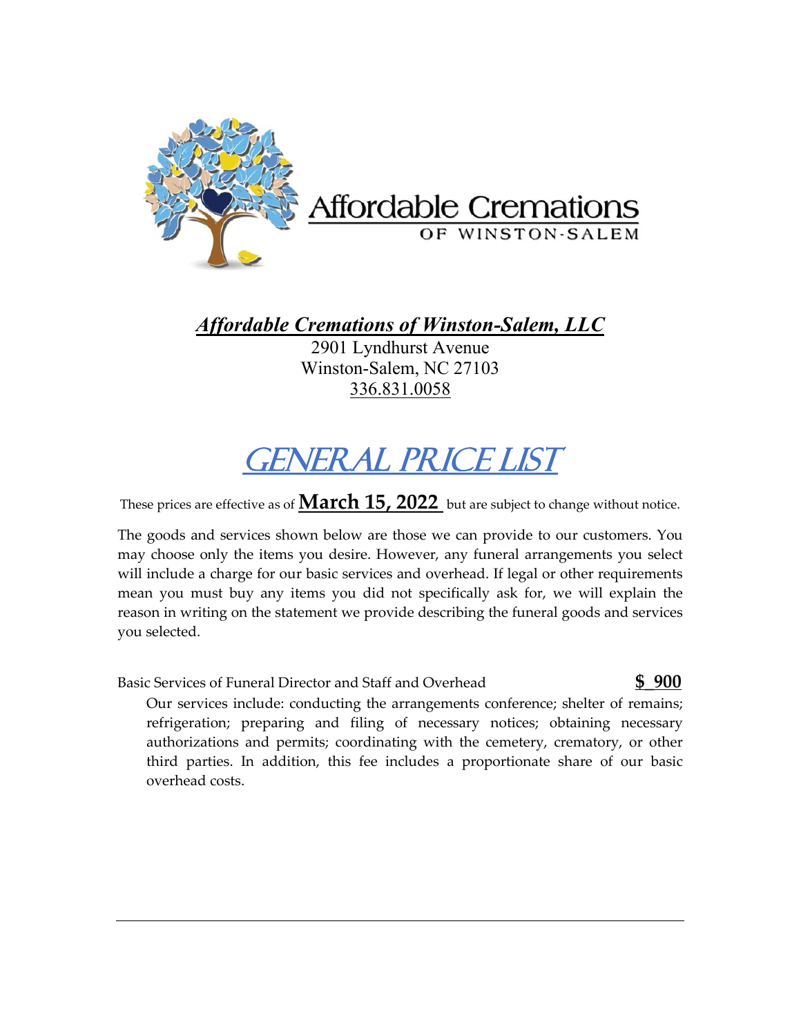Affordable Cremations

OF WINSTON-SALEM

***Affordable Cremations of Winston-Salem, LLC***

2901 Lyndhurst Avenue
Winston-Salem, NC 27103
336.831.0058

# GENERAL PRICE LIST

These prices are effective as of **March 15, 2022** but are subject to change without notice.

The goods and services shown below are those we can provide to our customers. You may choose only the items you desire. However, any funeral arrangements you select will include a charge for our basic services and overhead. If legal or other requirements mean you must buy any items you did not specifically ask for, we will explain the reason in writing on the statement we provide describing the funeral goods and services you selected.

Basic Services of Funeral Director and Staff and Overhead **$ 900**

Our services include: conducting the arrangements conference; shelter of remains; refrigeration; preparing and filing of necessary notices; obtaining necessary authorizations and permits; coordinating with the cemetery, crematory, or other third parties. In addition, this fee includes a proportionate share of our basic overhead costs.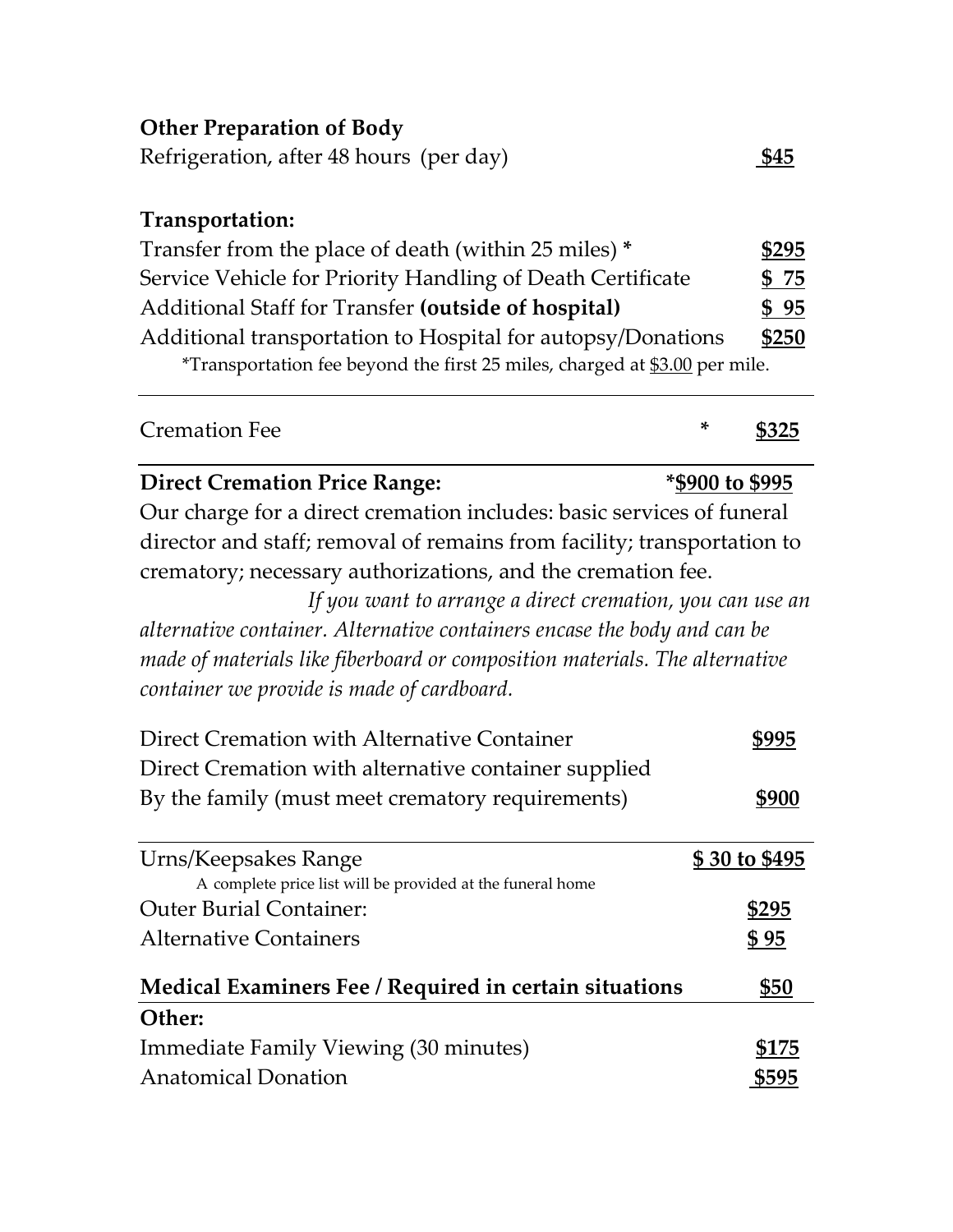**Other Preparation of Body**

| | |
|---|---|
| Refrigeration, after 48 hours (per day) | $45 |

**Transportation:**

| | |
|---|---|
| Transfer from the place of death (within 25 miles) * | $295 |
| Service Vehicle for Priority Handling of Death Certificate | $ 75 |
| Additional Staff for Transfer **(outside of hospital)** | $ 95 |
| Additional transportation to Hospital for autopsy/Donations | $250 |

*Transportation fee beyond the first 25 miles, charged at $3.00 per mile.

---

| | |
|---|---|
| Cremation Fee * | $325 |

---

**Direct Cremation Price Range:** *$900 to $995

Our charge for a direct cremation includes: basic services of funeral director and staff; removal of remains from facility; transportation to crematory; necessary authorizations, and the cremation fee.

*If you want to arrange a direct cremation, you can use an alternative container. Alternative containers encase the body and can be made of materials like fiberboard or composition materials. The alternative container we provide is made of cardboard.*

| | |
|---|---|
| Direct Cremation with Alternative Container | $995 |
| Direct Cremation with alternative container supplied By the family (must meet crematory requirements) | $900 |

---

| | |
|---|---|
| Urns/Keepsakes Range | $ 30 to $495 |
| A complete price list will be provided at the funeral home | |
| Outer Burial Container: | $295 |
| Alternative Containers | $ 95 |

| | |
|---|---|
| **Medical Examiners Fee / Required in certain situations** | $50 |

---

**Other:**

| | |
|---|---|
| Immediate Family Viewing (30 minutes) | $175 |
| Anatomical Donation | $595 |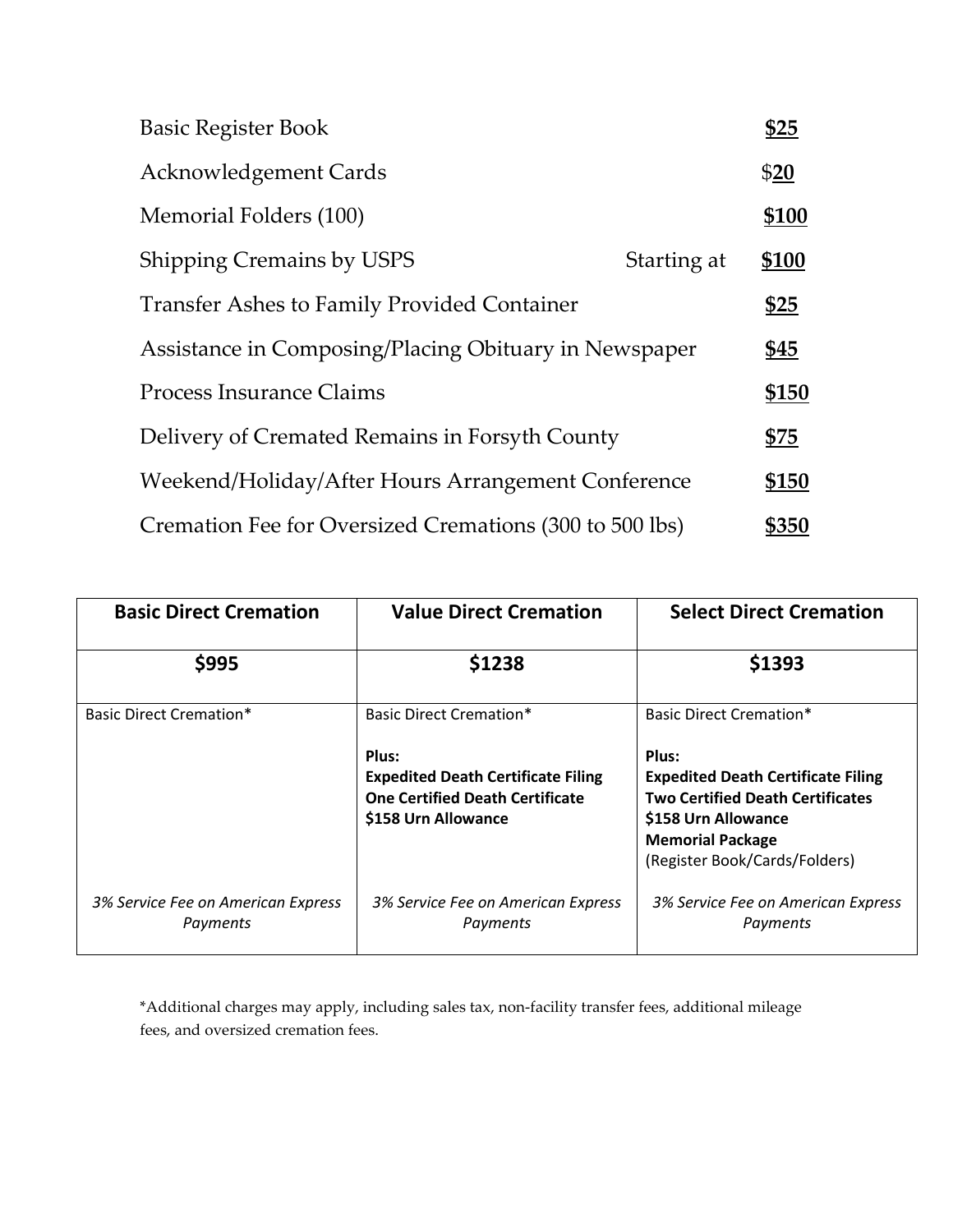| | | |
|---|---|---|
| Basic Register Book | | **$25** |
| Acknowledgement Cards | | $**20** |
| Memorial Folders (100) | | **$100** |
| Shipping Cremains by USPS | Starting at | **$100** |
| Transfer Ashes to Family Provided Container | | **$25** |
| Assistance in Composing/Placing Obituary in Newspaper | | **$45** |
| Process Insurance Claims | | **$150** |
| Delivery of Cremated Remains in Forsyth County | | **$75** |
| Weekend/Holiday/After Hours Arrangement Conference | | **$150** |
| Cremation Fee for Oversized Cremations (300 to 500 lbs) | | **$350** |

| **Basic Direct Cremation** | **Value Direct Cremation** | **Select Direct Cremation** |
|---|---|---|
| **$995** | **$1238** | **$1393** |
| Basic Direct Cremation* | Basic Direct Cremation*<br><br>**Plus:**<br>**Expedited Death Certificate Filing**<br>**One Certified Death Certificate**<br>**$158 Urn Allowance** | Basic Direct Cremation*<br><br>**Plus:**<br>**Expedited Death Certificate Filing**<br>**Two Certified Death Certificates**<br>**$158 Urn Allowance**<br>**Memorial Package**<br>(Register Book/Cards/Folders) |
| *3% Service Fee on American Express Payments* | *3% Service Fee on American Express Payments* | *3% Service Fee on American Express Payments* |

*Additional charges may apply, including sales tax, non-facility transfer fees, additional mileage fees, and oversized cremation fees.